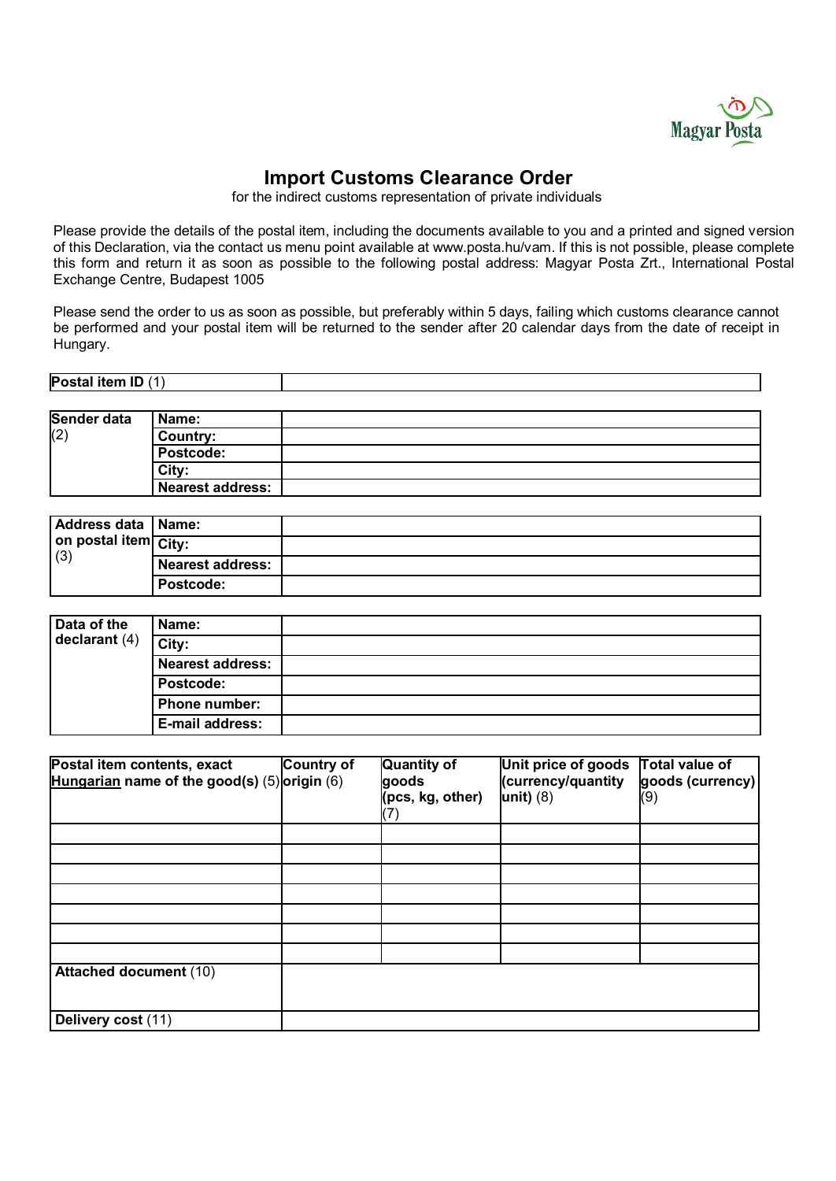Magyar Posta

# Import Customs Clearance Order

for the indirect customs representation of private individuals

Please provide the details of the postal item, including the documents available to you and a printed and signed version of this Declaration, via the contact us menu point available at www.posta.hu/vam. If this is not possible, please complete this form and return it as soon as possible to the following postal address: Magyar Posta Zrt., International Postal Exchange Centre, Budapest 1005

Please send the order to us as soon as possible, but preferably within 5 days, failing which customs clearance cannot be performed and your postal item will be returned to the sender after 20 calendar days from the date of receipt in Hungary.

| **Postal item ID** (1) | |
|---|---|

| **Sender data** (2) | | |
|---|---|---|
| | **Name:** | |
| | **Country:** | |
| | **Postcode:** | |
| | **City:** | |
| | **Nearest address:** | |

| **Address data on postal item** (3) | | |
|---|---|---|
| | **Name:** | |
| | **City:** | |
| | **Nearest address:** | |
| | **Postcode:** | |

| **Data of the declarant** (4) | | |
|---|---|---|
| | **Name:** | |
| | **City:** | |
| | **Nearest address:** | |
| | **Postcode:** | |
| | **Phone number:** | |
| | **E-mail address:** | |

| **Postal item contents, exact <u>Hungarian</u> name of the good(s)** (5) | **Country of origin** (6) | **Quantity of goods (pcs, kg, other)** (7) | **Unit price of goods (currency/quantity unit)** (8) | **Total value of goods (currency)** (9) |
|---|---|---|---|---|
| | | | | |
| | | | | |
| | | | | |
| | | | | |
| | | | | |
| | | | | |
| | | | | |
| **Attached document** (10) | | | | |
| **Delivery cost** (11) | | | | |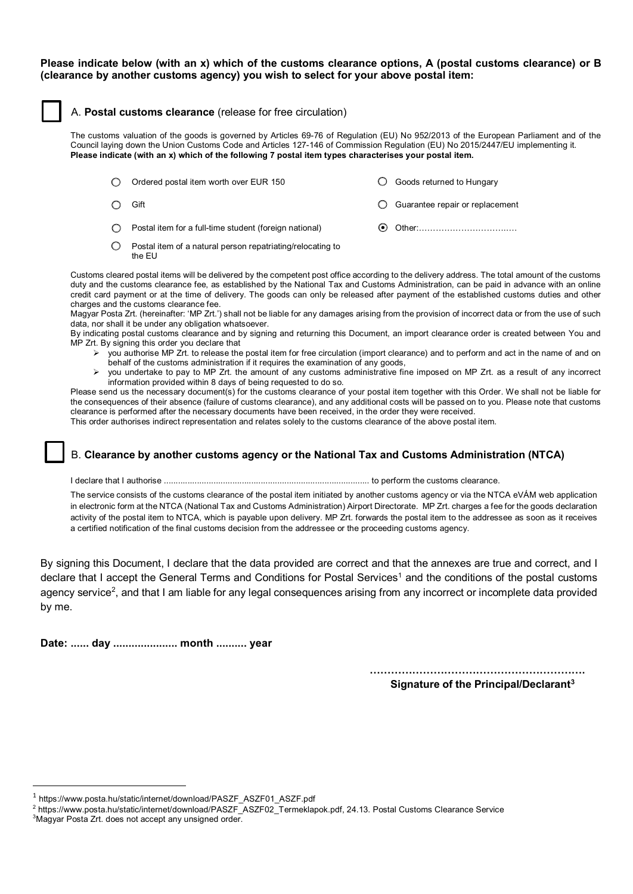**Please indicate below (with an x) which of the customs clearance options, A (postal customs clearance) or B (clearance by another customs agency) you wish to select for your above postal item:**

☐ A. **Postal customs clearance** (release for free circulation)

The customs valuation of the goods is governed by Articles 69-76 of Regulation (EU) No 952/2013 of the European Parliament and of the Council laying down the Union Customs Code and Articles 127-146 of Commission Regulation (EU) No 2015/2447/EU implementing it. **Please indicate (with an x) which of the following 7 postal item types characterises your postal item.**

- ○ Ordered postal item worth over EUR 150
- ○ Gift
- ○ Postal item for a full-time student (foreign national)
- ○ Postal item of a natural person repatriating/relocating to the EU
- ○ Goods returned to Hungary
- ○ Guarantee repair or replacement
- ⦿ Other:……………………………..

Customs cleared postal items will be delivered by the competent post office according to the delivery address. The total amount of the customs duty and the customs clearance fee, as established by the National Tax and Customs Administration, can be paid in advance with an online credit card payment or at the time of delivery. The goods can only be released after payment of the established customs duties and other charges and the customs clearance fee.

Magyar Posta Zrt. (hereinafter: 'MP Zrt.') shall not be liable for any damages arising from the provision of incorrect data or from the use of such data, nor shall it be under any obligation whatsoever.

By indicating postal customs clearance and by signing and returning this Document, an import clearance order is created between You and MP Zrt. By signing this order you declare that

- you authorise MP Zrt. to release the postal item for free circulation (import clearance) and to perform and act in the name of and on behalf of the customs administration if it requires the examination of any goods,
- you undertake to pay to MP Zrt. the amount of any customs administrative fine imposed on MP Zrt. as a result of any incorrect information provided within 8 days of being requested to do so.

Please send us the necessary document(s) for the customs clearance of your postal item together with this Order. We shall not be liable for the consequences of their absence (failure of customs clearance), and any additional costs will be passed on to you. Please note that customs clearance is performed after the necessary documents have been received, in the order they were received.

This order authorises indirect representation and relates solely to the customs clearance of the above postal item.

☐ B. **Clearance by another customs agency or the National Tax and Customs Administration (NTCA)**

I declare that I authorise ...................................................................................... to perform the customs clearance.

The service consists of the customs clearance of the postal item initiated by another customs agency or via the NTCA eVÁM web application in electronic form at the NTCA (National Tax and Customs Administration) Airport Directorate. MP Zrt. charges a fee for the goods declaration activity of the postal item to NTCA, which is payable upon delivery. MP Zrt. forwards the postal item to the addressee as soon as it receives a certified notification of the final customs decision from the addressee or the proceeding customs agency.

By signing this Document, I declare that the data provided are correct and that the annexes are true and correct, and I declare that I accept the General Terms and Conditions for Postal Services[1] and the conditions of the postal customs agency service[2], and that I am liable for any legal consequences arising from any incorrect or incomplete data provided by me.

**Date: ...... day .................... month .......... year**

…………………………………………………….

**Signature of the Principal/Declarant[3]**

---

[1] https://www.posta.hu/static/internet/download/PASZF_ASZF01_ASZF.pdf

[2] https://www.posta.hu/static/internet/download/PASZF_ASZF02_Termeklapok.pdf, 24.13. Postal Customs Clearance Service

[3] Magyar Posta Zrt. does not accept any unsigned order.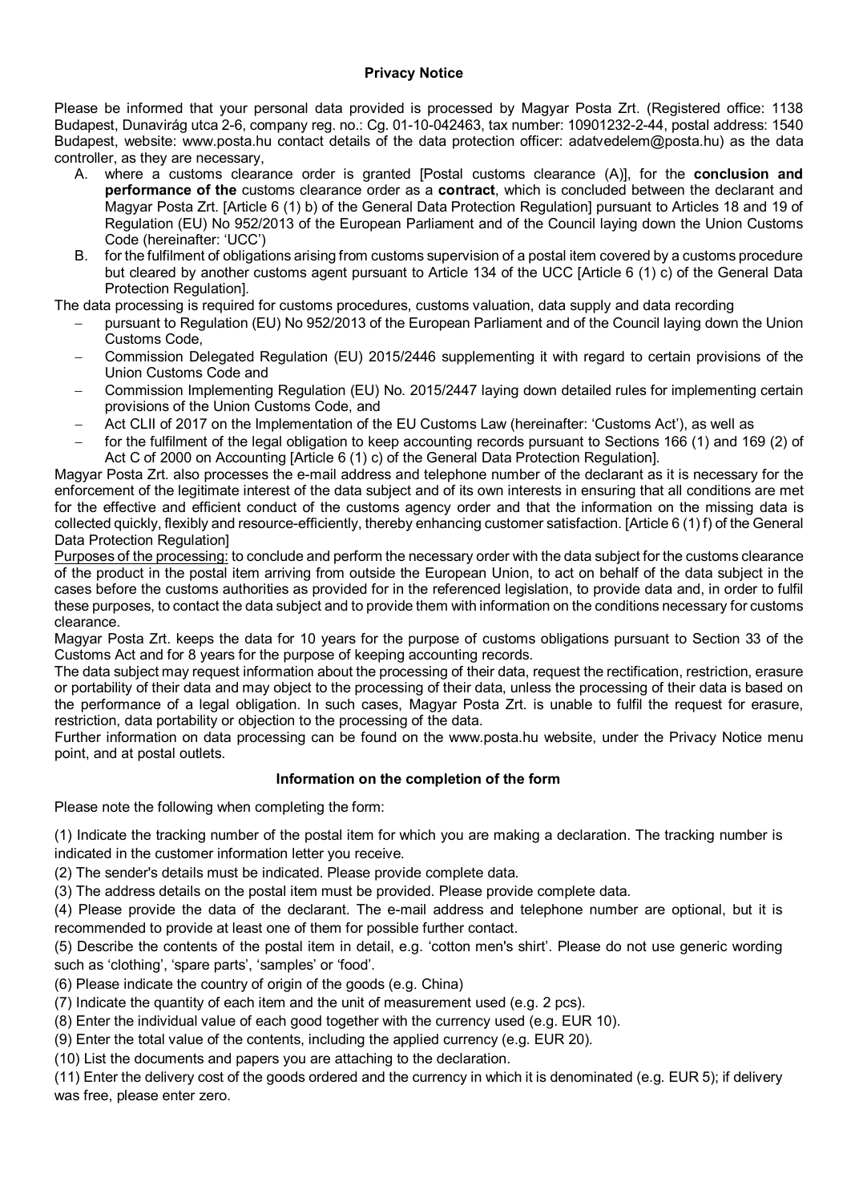## Privacy Notice

Please be informed that your personal data provided is processed by Magyar Posta Zrt. (Registered office: 1138 Budapest, Dunavirág utca 2-6, company reg. no.: Cg. 01-10-042463, tax number: 10901232-2-44, postal address: 1540 Budapest, website: www.posta.hu contact details of the data protection officer: adatvedelem@posta.hu) as the data controller, as they are necessary,

A. where a customs clearance order is granted [Postal customs clearance (A)], for the **conclusion and performance of the** customs clearance order as a **contract**, which is concluded between the declarant and Magyar Posta Zrt. [Article 6 (1) b) of the General Data Protection Regulation] pursuant to Articles 18 and 19 of Regulation (EU) No 952/2013 of the European Parliament and of the Council laying down the Union Customs Code (hereinafter: 'UCC')
B. for the fulfilment of obligations arising from customs supervision of a postal item covered by a customs procedure but cleared by another customs agent pursuant to Article 134 of the UCC [Article 6 (1) c) of the General Data Protection Regulation].

The data processing is required for customs procedures, customs valuation, data supply and data recording

- pursuant to Regulation (EU) No 952/2013 of the European Parliament and of the Council laying down the Union Customs Code,
- Commission Delegated Regulation (EU) 2015/2446 supplementing it with regard to certain provisions of the Union Customs Code and
- Commission Implementing Regulation (EU) No. 2015/2447 laying down detailed rules for implementing certain provisions of the Union Customs Code, and
- Act CLII of 2017 on the Implementation of the EU Customs Law (hereinafter: 'Customs Act'), as well as
- for the fulfilment of the legal obligation to keep accounting records pursuant to Sections 166 (1) and 169 (2) of Act C of 2000 on Accounting [Article 6 (1) c) of the General Data Protection Regulation].

Magyar Posta Zrt. also processes the e-mail address and telephone number of the declarant as it is necessary for the enforcement of the legitimate interest of the data subject and of its own interests in ensuring that all conditions are met for the effective and efficient conduct of the customs agency order and that the information on the missing data is collected quickly, flexibly and resource-efficiently, thereby enhancing customer satisfaction. [Article 6 (1) f) of the General Data Protection Regulation]

<u>Purposes of the processing:</u> to conclude and perform the necessary order with the data subject for the customs clearance of the product in the postal item arriving from outside the European Union, to act on behalf of the data subject in the cases before the customs authorities as provided for in the referenced legislation, to provide data and, in order to fulfil these purposes, to contact the data subject and to provide them with information on the conditions necessary for customs clearance.

Magyar Posta Zrt. keeps the data for 10 years for the purpose of customs obligations pursuant to Section 33 of the Customs Act and for 8 years for the purpose of keeping accounting records.

The data subject may request information about the processing of their data, request the rectification, restriction, erasure or portability of their data and may object to the processing of their data, unless the processing of their data is based on the performance of a legal obligation. In such cases, Magyar Posta Zrt. is unable to fulfil the request for erasure, restriction, data portability or objection to the processing of the data.

Further information on data processing can be found on the www.posta.hu website, under the Privacy Notice menu point, and at postal outlets.

## Information on the completion of the form

Please note the following when completing the form:

(1) Indicate the tracking number of the postal item for which you are making a declaration. The tracking number is indicated in the customer information letter you receive.

(2) The sender's details must be indicated. Please provide complete data.

(3) The address details on the postal item must be provided. Please provide complete data.

(4) Please provide the data of the declarant. The e-mail address and telephone number are optional, but it is recommended to provide at least one of them for possible further contact.

(5) Describe the contents of the postal item in detail, e.g. 'cotton men's shirt'. Please do not use generic wording such as 'clothing', 'spare parts', 'samples' or 'food'.

(6) Please indicate the country of origin of the goods (e.g. China)

(7) Indicate the quantity of each item and the unit of measurement used (e.g. 2 pcs).

(8) Enter the individual value of each good together with the currency used (e.g. EUR 10).

(9) Enter the total value of the contents, including the applied currency (e.g. EUR 20).

(10) List the documents and papers you are attaching to the declaration.

(11) Enter the delivery cost of the goods ordered and the currency in which it is denominated (e.g. EUR 5); if delivery was free, please enter zero.